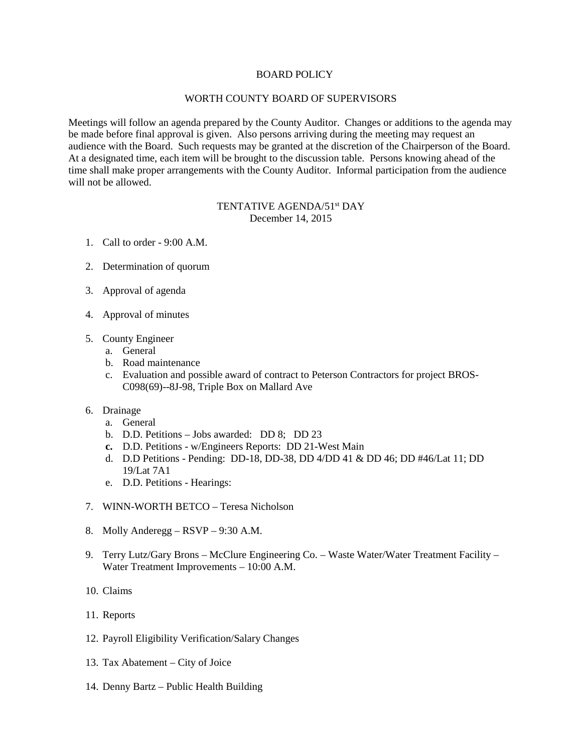BOARD POLICY

WORTH COUNTY BOARD OF SUPERVISORS

Meetings will follow an agenda prepared by the County Auditor. Changes or additions to the agenda may be made before final approval is given. Also persons arriving during the meeting may request an audience with the Board. Such requests may be granted at the discretion of the Chairperson of the Board. At a designated time, each item will be brought to the discussion table. Persons knowing ahead of the time shall make proper arrangements with the County Auditor. Informal participation from the audience will not be allowed.

TENTATIVE AGENDA/51st DAY
December 14, 2015

1. Call to order - 9:00 A.M.

2. Determination of quorum

3. Approval of agenda

4. Approval of minutes

5. County Engineer
   a. General
   b. Road maintenance
   c. Evaluation and possible award of contract to Peterson Contractors for project BROS-C098(69)--8J-98, Triple Box on Mallard Ave

6. Drainage
   a. General
   b. D.D. Petitions – Jobs awarded: DD 8; DD 23
   **c.** D.D. Petitions - w/Engineers Reports: DD 21-West Main
   d. D.D Petitions - Pending: DD-18, DD-38, DD 4/DD 41 & DD 46; DD #46/Lat 11; DD 19/Lat 7A1
   e. D.D. Petitions - Hearings:

7. WINN-WORTH BETCO – Teresa Nicholson

8. Molly Anderegg – RSVP – 9:30 A.M.

9. Terry Lutz/Gary Brons – McClure Engineering Co. – Waste Water/Water Treatment Facility – Water Treatment Improvements – 10:00 A.M.

10. Claims

11. Reports

12. Payroll Eligibility Verification/Salary Changes

13. Tax Abatement – City of Joice

14. Denny Bartz – Public Health Building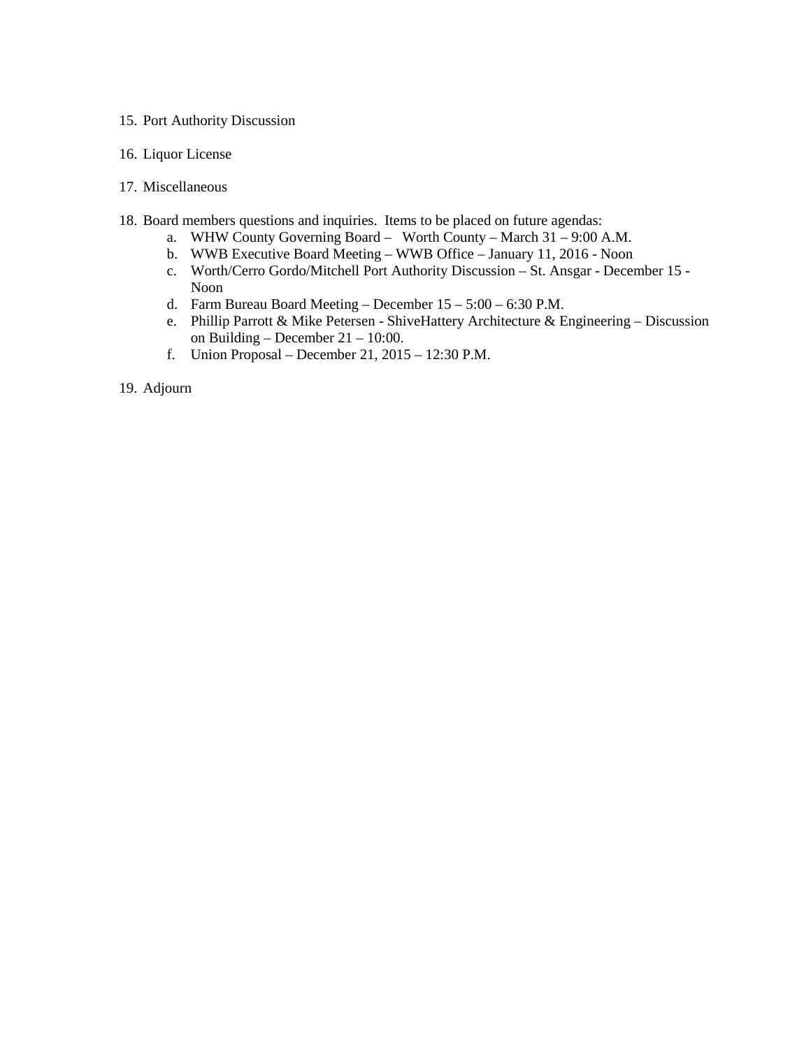15. Port Authority Discussion

16. Liquor License

17. Miscellaneous

18. Board members questions and inquiries. Items to be placed on future agendas:
    a. WHW County Governing Board – Worth County – March 31 – 9:00 A.M.
    b. WWB Executive Board Meeting – WWB Office – January 11, 2016 - Noon
    c. Worth/Cerro Gordo/Mitchell Port Authority Discussion – St. Ansgar - December 15 - Noon
    d. Farm Bureau Board Meeting – December 15 – 5:00 – 6:30 P.M.
    e. Phillip Parrott & Mike Petersen - ShiveHattery Architecture & Engineering – Discussion on Building – December 21 – 10:00.
    f. Union Proposal – December 21, 2015 – 12:30 P.M.

19. Adjourn